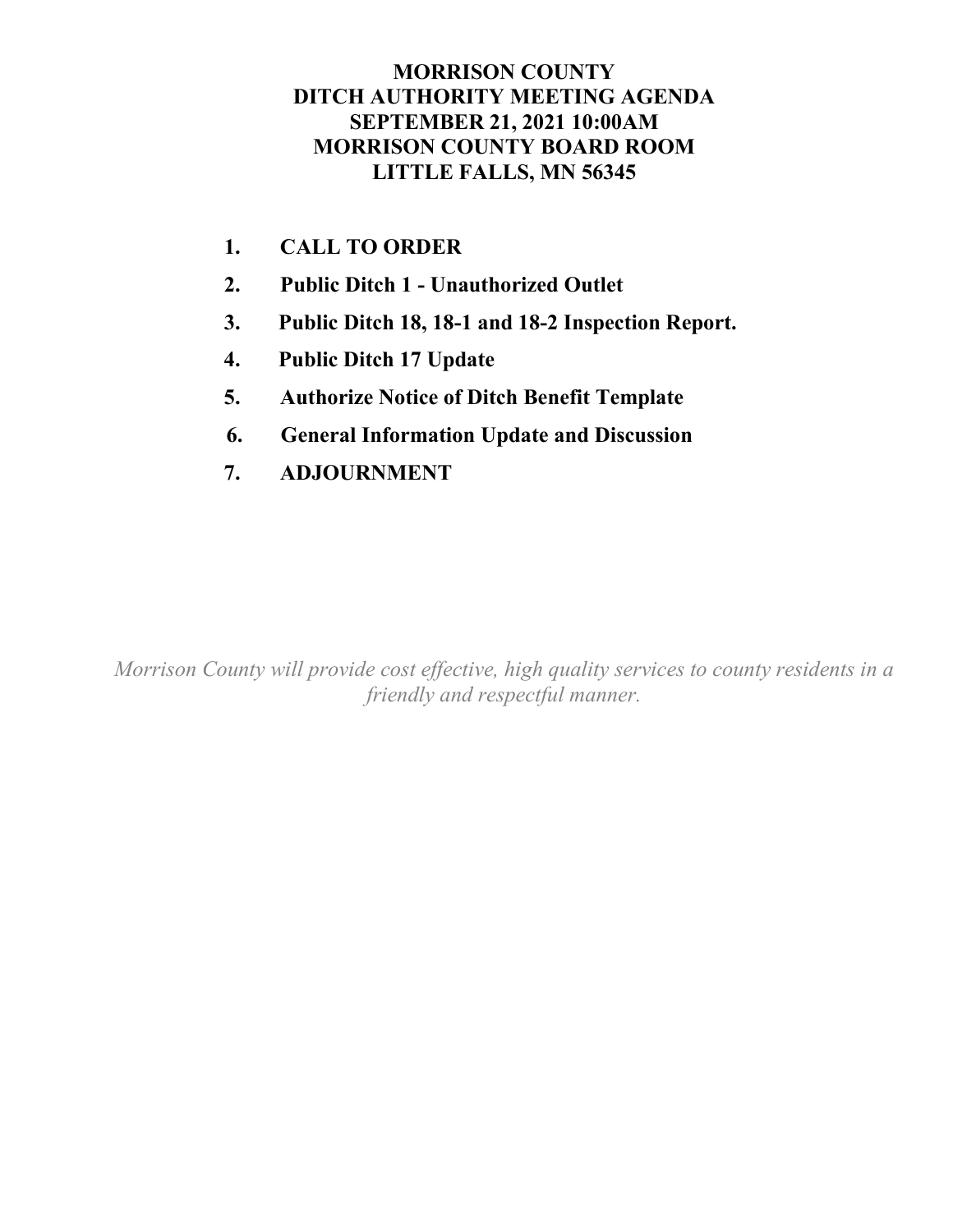# MORRISON COUNTY
# DITCH AUTHORITY MEETING AGENDA
# SEPTEMBER 21, 2021 10:00AM
# MORRISON COUNTY BOARD ROOM
# LITTLE FALLS, MN 56345

1. **CALL TO ORDER**
2. **Public Ditch 1 - Unauthorized Outlet**
3. **Public Ditch 18, 18-1 and 18-2 Inspection Report.**
4. **Public Ditch 17 Update**
5. **Authorize Notice of Ditch Benefit Template**
6. **General Information Update and Discussion**
7. **ADJOURNMENT**

*Morrison County will provide cost effective, high quality services to county residents in a friendly and respectful manner.*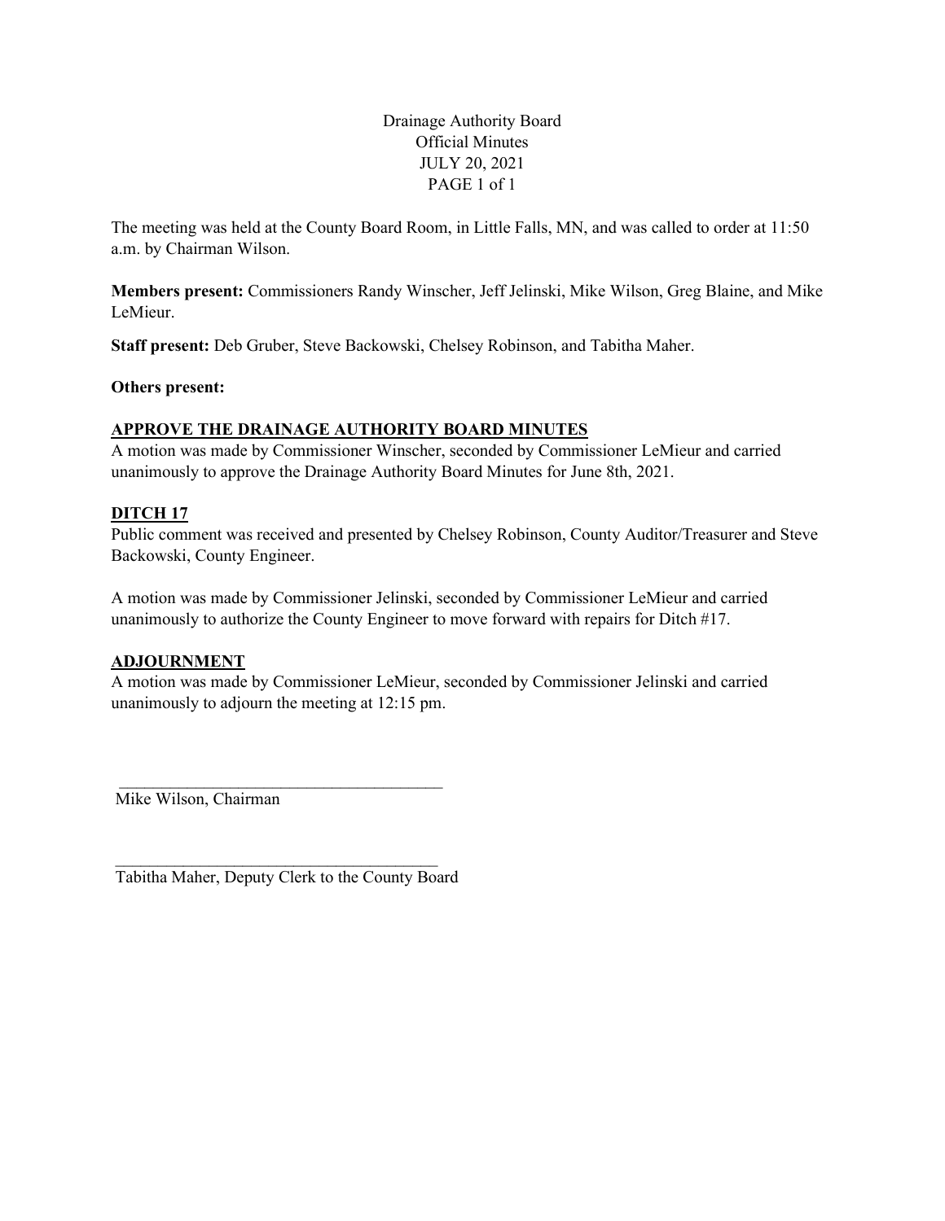Drainage Authority Board
Official Minutes
JULY 20, 2021

The meeting was held at the County Board Room, in Little Falls, MN, and was called to order at 11:50 a.m. by Chairman Wilson.

**Members present:** Commissioners Randy Winscher, Jeff Jelinski, Mike Wilson, Greg Blaine, and Mike LeMieur.

**Staff present:** Deb Gruber, Steve Backowski, Chelsey Robinson, and Tabitha Maher.

**Others present:**

**APPROVE THE DRAINAGE AUTHORITY BOARD MINUTES**

A motion was made by Commissioner Winscher, seconded by Commissioner LeMieur and carried unanimously to approve the Drainage Authority Board Minutes for June 8th, 2021.

**DITCH 17**

Public comment was received and presented by Chelsey Robinson, County Auditor/Treasurer and Steve Backowski, County Engineer.

A motion was made by Commissioner Jelinski, seconded by Commissioner LeMieur and carried unanimously to authorize the County Engineer to move forward with repairs for Ditch #17.

**ADJOURNMENT**

A motion was made by Commissioner LeMieur, seconded by Commissioner Jelinski and carried unanimously to adjourn the meeting at 12:15 pm.

\_\_\_\_\_\_\_\_\_\_\_\_\_\_\_\_\_\_\_\_\_\_\_\_\_\_\_\_\_\_\_\_\_\_\_\_\_\_
Mike Wilson, Chairman

\_\_\_\_\_\_\_\_\_\_\_\_\_\_\_\_\_\_\_\_\_\_\_\_\_\_\_\_\_\_\_\_\_\_\_\_\_\_
Tabitha Maher, Deputy Clerk to the County Board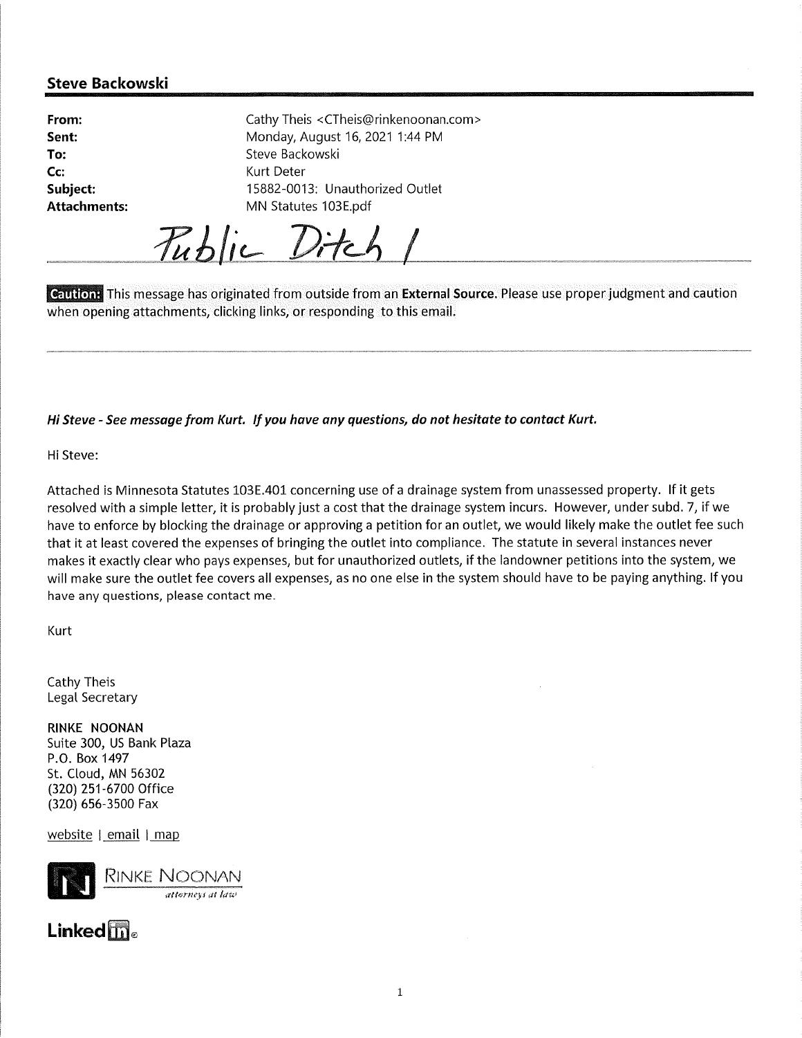## Steve Backowski

| | |
|---|---|
| **From:** | Cathy Theis <CTheis@rinkenoonan.com> |
| **Sent:** | Monday, August 16, 2021 1:44 PM |
| **To:** | Steve Backowski |
| **Cc:** | Kurt Deter |
| **Subject:** | 15882-0013: Unauthorized Outlet |
| **Attachments:** | MN Statutes 103E.pdf |

Public Ditch 1

**Caution:** This message has originated from outside from an **External Source.** Please use proper judgment and caution when opening attachments, clicking links, or responding to this email.

***Hi Steve - See message from Kurt. If you have any questions, do not hesitate to contact Kurt.***

Hi Steve:

Attached is Minnesota Statutes 103E.401 concerning use of a drainage system from unassessed property. If it gets resolved with a simple letter, it is probably just a cost that the drainage system incurs. However, under subd. 7, if we have to enforce by blocking the drainage or approving a petition for an outlet, we would likely make the outlet fee such that it at least covered the expenses of bringing the outlet into compliance. The statute in several instances never makes it exactly clear who pays expenses, but for unauthorized outlets, if the landowner petitions into the system, we will make sure the outlet fee covers all expenses, as no one else in the system should have to be paying anything. If you have any questions, please contact me.

Kurt

Cathy Theis
Legal Secretary

**RINKE NOONAN**
Suite 300, US Bank Plaza
P.O. Box 1497
St. Cloud, MN 56302
(320) 251-6700 Office
(320) 656-3500 Fax

website | email | map

RINKE NOONAN
*attorneys at law*

**LinkedIn**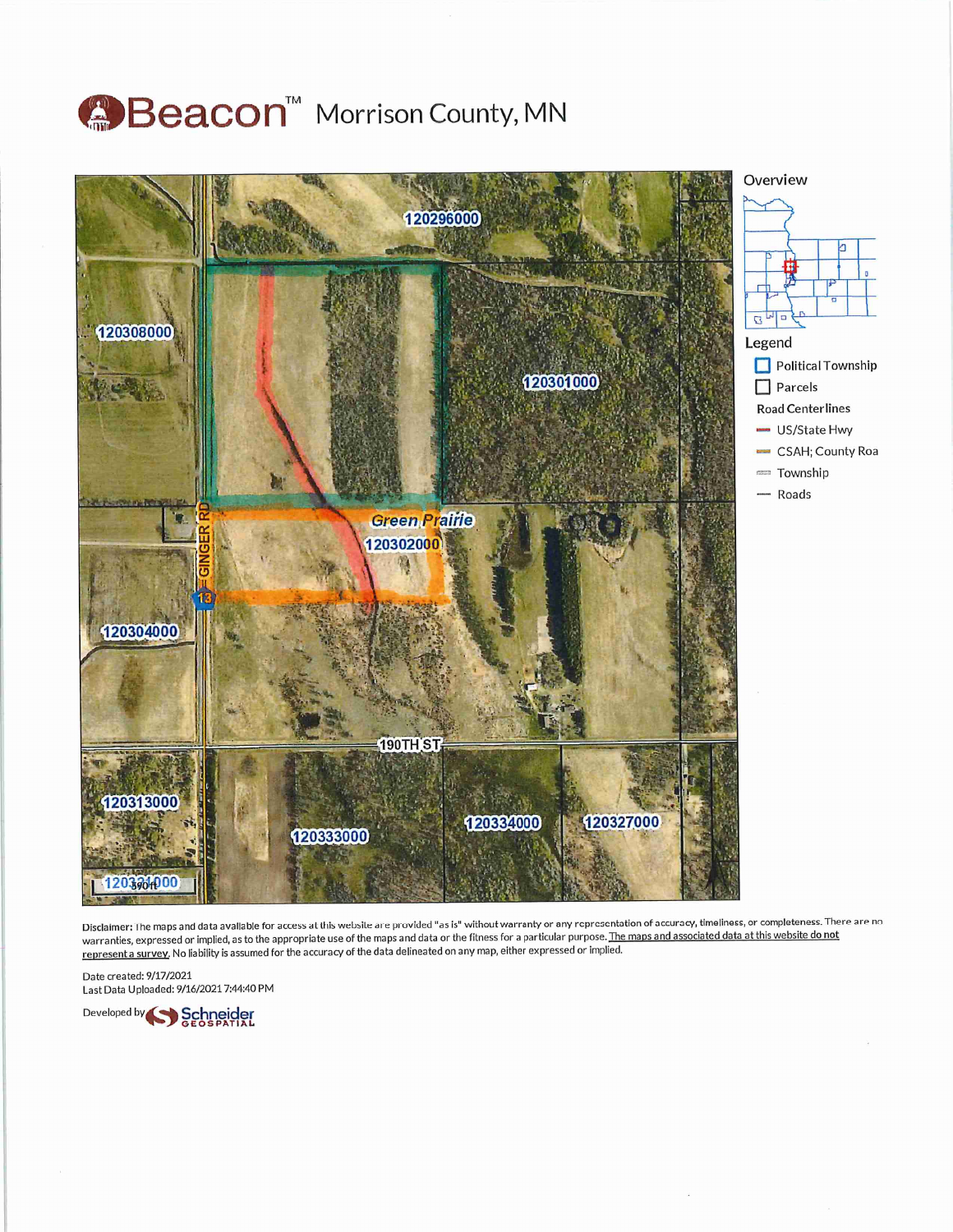# Beacon™ Morrison County, MN

120296000

120308000

120301000

GINGER RD

Green Prairie

120302000

13

120304000

190TH ST

120313000

120333000

120334000

120327000

120321000

390 ft

**Overview**

**Legend**

- Political Township
- Parcels

**Road Centerlines**

- US/State Hwy
- CSAH; County Roa
- Township
- Roads

**Disclaimer:** The maps and data available for access at this website are provided "as is" without warranty or any representation of accuracy, timeliness, or completeness. There are no warranties, expressed or implied, as to the appropriate use of the maps and data or the fitness for a particular purpose. The maps and associated data at this website do not represent a survey. No liability is assumed for the accuracy of the data delineated on any map, either expressed or implied.

Date created: 9/17/2021
Last Data Uploaded: 9/16/2021 7:44:40 PM

Developed by Schneider GEOSPATIAL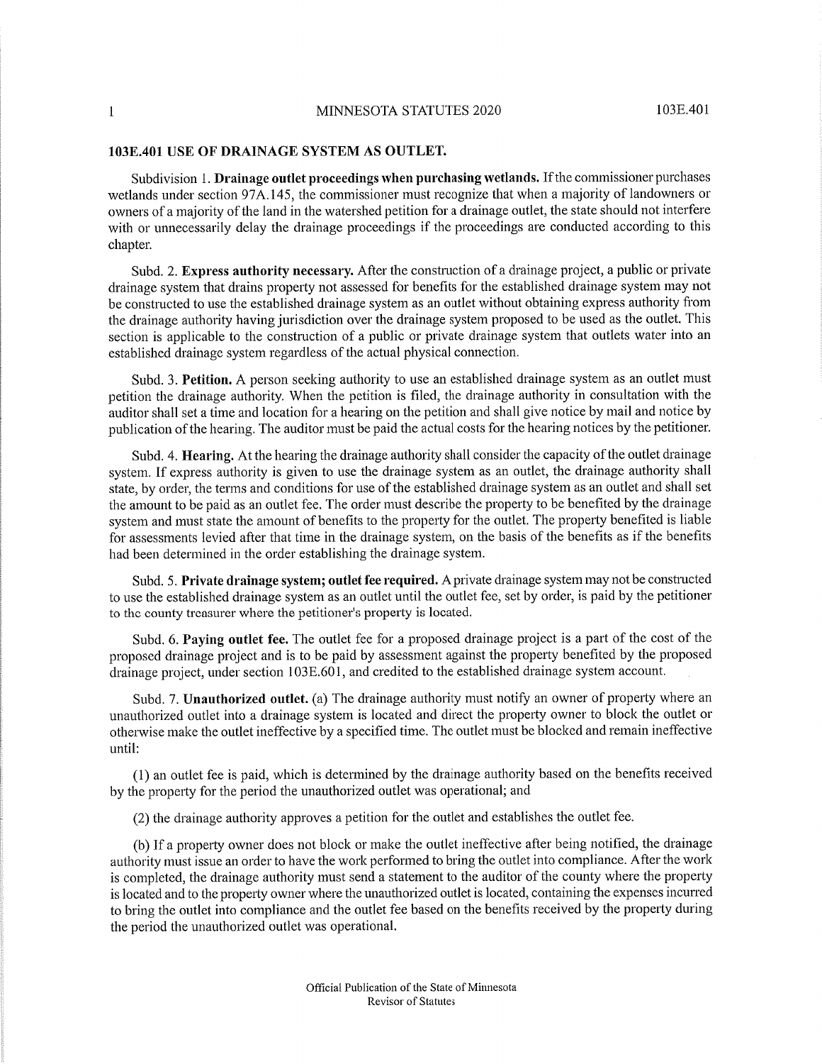## 103E.401 USE OF DRAINAGE SYSTEM AS OUTLET.

Subdivision 1. **Drainage outlet proceedings when purchasing wetlands.** If the commissioner purchases wetlands under section 97A.145, the commissioner must recognize that when a majority of landowners or owners of a majority of the land in the watershed petition for a drainage outlet, the state should not interfere with or unnecessarily delay the drainage proceedings if the proceedings are conducted according to this chapter.

Subd. 2. **Express authority necessary.** After the construction of a drainage project, a public or private drainage system that drains property not assessed for benefits for the established drainage system may not be constructed to use the established drainage system as an outlet without obtaining express authority from the drainage authority having jurisdiction over the drainage system proposed to be used as the outlet. This section is applicable to the construction of a public or private drainage system that outlets water into an established drainage system regardless of the actual physical connection.

Subd. 3. **Petition.** A person seeking authority to use an established drainage system as an outlet must petition the drainage authority. When the petition is filed, the drainage authority in consultation with the auditor shall set a time and location for a hearing on the petition and shall give notice by mail and notice by publication of the hearing. The auditor must be paid the actual costs for the hearing notices by the petitioner.

Subd. 4. **Hearing.** At the hearing the drainage authority shall consider the capacity of the outlet drainage system. If express authority is given to use the drainage system as an outlet, the drainage authority shall state, by order, the terms and conditions for use of the established drainage system as an outlet and shall set the amount to be paid as an outlet fee. The order must describe the property to be benefited by the drainage system and must state the amount of benefits to the property for the outlet. The property benefited is liable for assessments levied after that time in the drainage system, on the basis of the benefits as if the benefits had been determined in the order establishing the drainage system.

Subd. 5. **Private drainage system; outlet fee required.** A private drainage system may not be constructed to use the established drainage system as an outlet until the outlet fee, set by order, is paid by the petitioner to the county treasurer where the petitioner's property is located.

Subd. 6. **Paying outlet fee.** The outlet fee for a proposed drainage project is a part of the cost of the proposed drainage project and is to be paid by assessment against the property benefited by the proposed drainage project, under section 103E.601, and credited to the established drainage system account.

Subd. 7. **Unauthorized outlet.** (a) The drainage authority must notify an owner of property where an unauthorized outlet into a drainage system is located and direct the property owner to block the outlet or otherwise make the outlet ineffective by a specified time. The outlet must be blocked and remain ineffective until:

(1) an outlet fee is paid, which is determined by the drainage authority based on the benefits received by the property for the period the unauthorized outlet was operational; and

(2) the drainage authority approves a petition for the outlet and establishes the outlet fee.

(b) If a property owner does not block or make the outlet ineffective after being notified, the drainage authority must issue an order to have the work performed to bring the outlet into compliance. After the work is completed, the drainage authority must send a statement to the auditor of the county where the property is located and to the property owner where the unauthorized outlet is located, containing the expenses incurred to bring the outlet into compliance and the outlet fee based on the benefits received by the property during the period the unauthorized outlet was operational.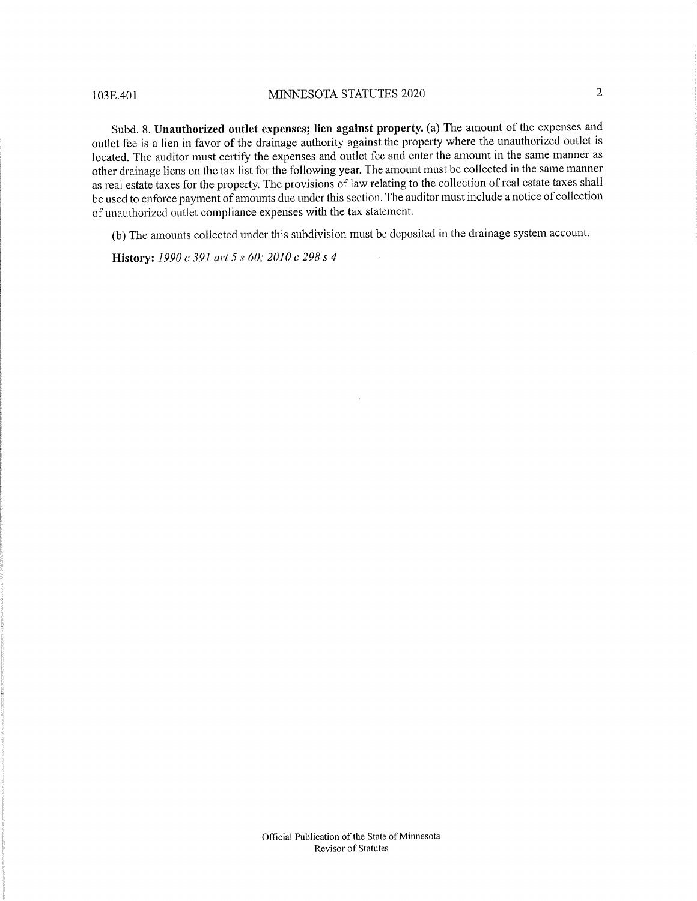Subd. 8. **Unauthorized outlet expenses; lien against property.** (a) The amount of the expenses and outlet fee is a lien in favor of the drainage authority against the property where the unauthorized outlet is located. The auditor must certify the expenses and outlet fee and enter the amount in the same manner as other drainage liens on the tax list for the following year. The amount must be collected in the same manner as real estate taxes for the property. The provisions of law relating to the collection of real estate taxes shall be used to enforce payment of amounts due under this section. The auditor must include a notice of collection of unauthorized outlet compliance expenses with the tax statement.

(b) The amounts collected under this subdivision must be deposited in the drainage system account.

**History:** *1990 c 391 art 5 s 60; 2010 c 298 s 4*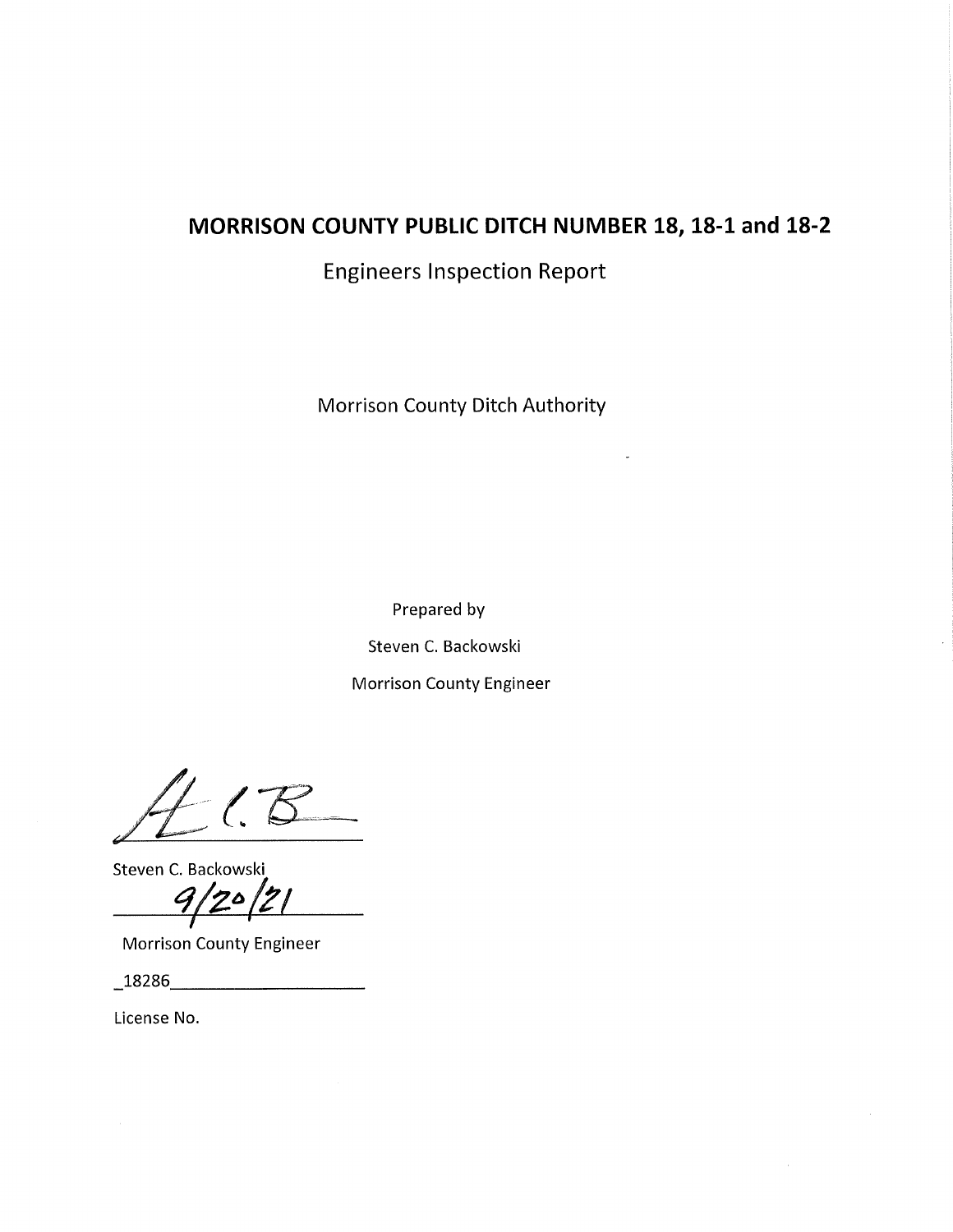# MORRISON COUNTY PUBLIC DITCH NUMBER 18, 18-1 and 18-2

Engineers Inspection Report

Morrison County Ditch Authority

Prepared by

Steven C. Backowski

Morrison County Engineer

Steven C. Backowski

9/20/21

Morrison County Engineer

_18286

License No.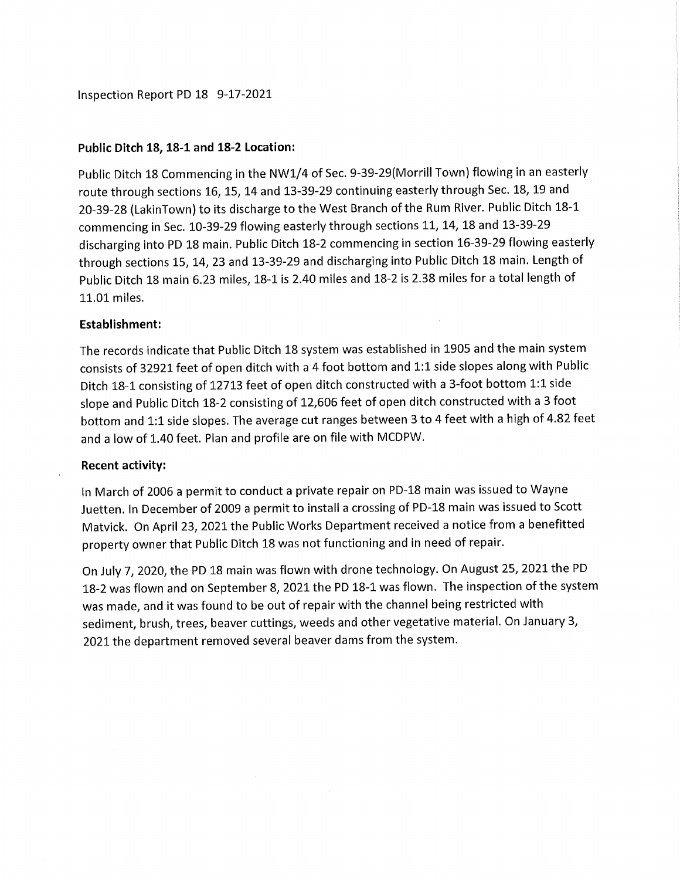Inspection Report PD 18 9-17-2021

**Public Ditch 18, 18-1 and 18-2 Location:**

Public Ditch 18 Commencing in the NW1/4 of Sec. 9-39-29(Morrill Town) flowing in an easterly route through sections 16, 15, 14 and 13-39-29 continuing easterly through Sec. 18, 19 and 20-39-28 (LakinTown) to its discharge to the West Branch of the Rum River. Public Ditch 18-1 commencing in Sec. 10-39-29 flowing easterly through sections 11, 14, 18 and 13-39-29 discharging into PD 18 main. Public Ditch 18-2 commencing in section 16-39-29 flowing easterly through sections 15, 14, 23 and 13-39-29 and discharging into Public Ditch 18 main. Length of Public Ditch 18 main 6.23 miles, 18-1 is 2.40 miles and 18-2 is 2.38 miles for a total length of 11.01 miles.

**Establishment:**

The records indicate that Public Ditch 18 system was established in 1905 and the main system consists of 32921 feet of open ditch with a 4 foot bottom and 1:1 side slopes along with Public Ditch 18-1 consisting of 12713 feet of open ditch constructed with a 3-foot bottom 1:1 side slope and Public Ditch 18-2 consisting of 12,606 feet of open ditch constructed with a 3 foot bottom and 1:1 side slopes. The average cut ranges between 3 to 4 feet with a high of 4.82 feet and a low of 1.40 feet. Plan and profile are on file with MCDPW.

**Recent activity:**

In March of 2006 a permit to conduct a private repair on PD-18 main was issued to Wayne Juetten. In December of 2009 a permit to install a crossing of PD-18 main was issued to Scott Matvick. On April 23, 2021 the Public Works Department received a notice from a benefitted property owner that Public Ditch 18 was not functioning and in need of repair.

On July 7, 2020, the PD 18 main was flown with drone technology. On August 25, 2021 the PD 18-2 was flown and on September 8, 2021 the PD 18-1 was flown. The inspection of the system was made, and it was found to be out of repair with the channel being restricted with sediment, brush, trees, beaver cuttings, weeds and other vegetative material. On January 3, 2021 the department removed several beaver dams from the system.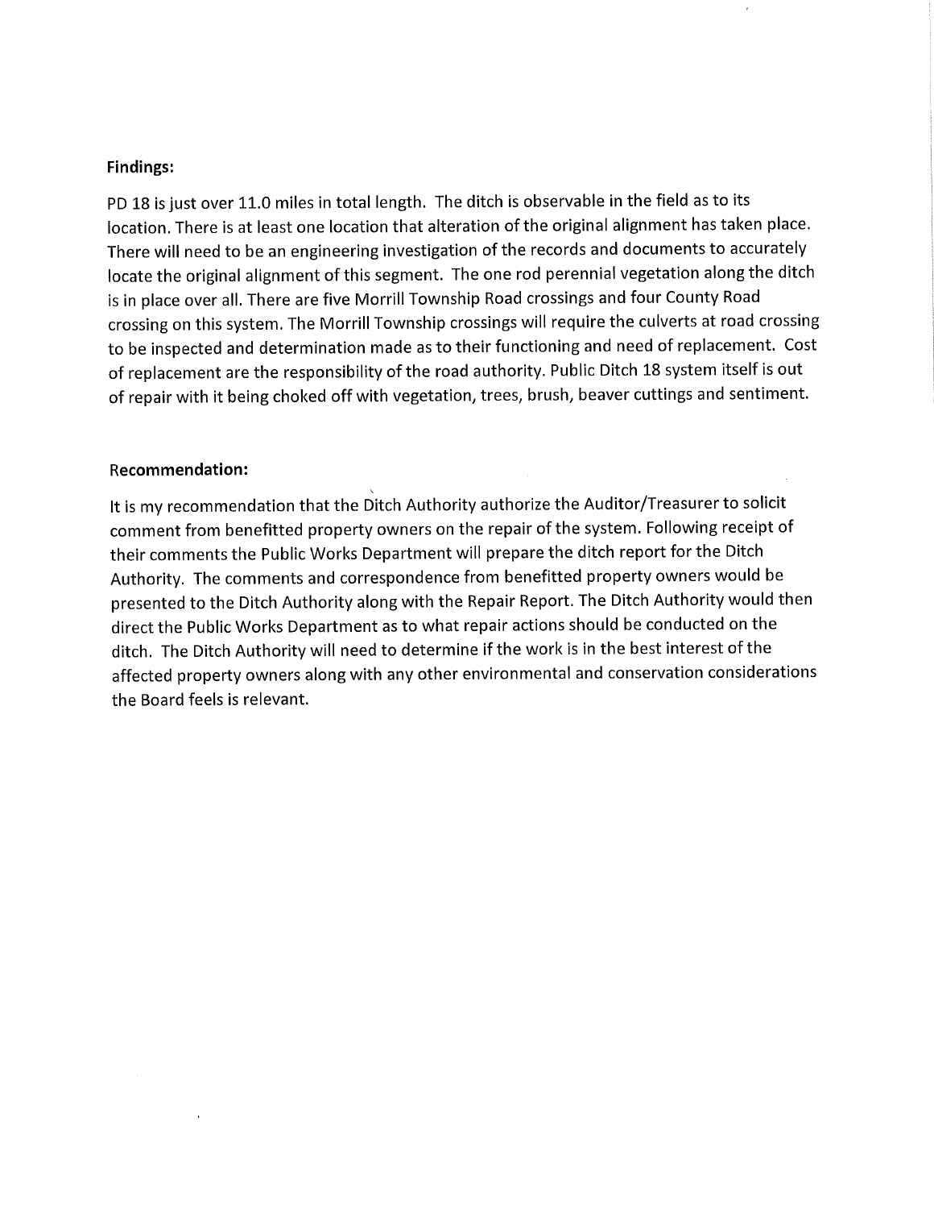**Findings:**

PD 18 is just over 11.0 miles in total length. The ditch is observable in the field as to its location. There is at least one location that alteration of the original alignment has taken place. There will need to be an engineering investigation of the records and documents to accurately locate the original alignment of this segment. The one rod perennial vegetation along the ditch is in place over all. There are five Morrill Township Road crossings and four County Road crossing on this system. The Morrill Township crossings will require the culverts at road crossing to be inspected and determination made as to their functioning and need of replacement. Cost of replacement are the responsibility of the road authority. Public Ditch 18 system itself is out of repair with it being choked off with vegetation, trees, brush, beaver cuttings and sentiment.

**Recommendation:**

It is my recommendation that the Ditch Authority authorize the Auditor/Treasurer to solicit comment from benefitted property owners on the repair of the system. Following receipt of their comments the Public Works Department will prepare the ditch report for the Ditch Authority. The comments and correspondence from benefitted property owners would be presented to the Ditch Authority along with the Repair Report. The Ditch Authority would then direct the Public Works Department as to what repair actions should be conducted on the ditch. The Ditch Authority will need to determine if the work is in the best interest of the affected property owners along with any other environmental and conservation considerations the Board feels is relevant.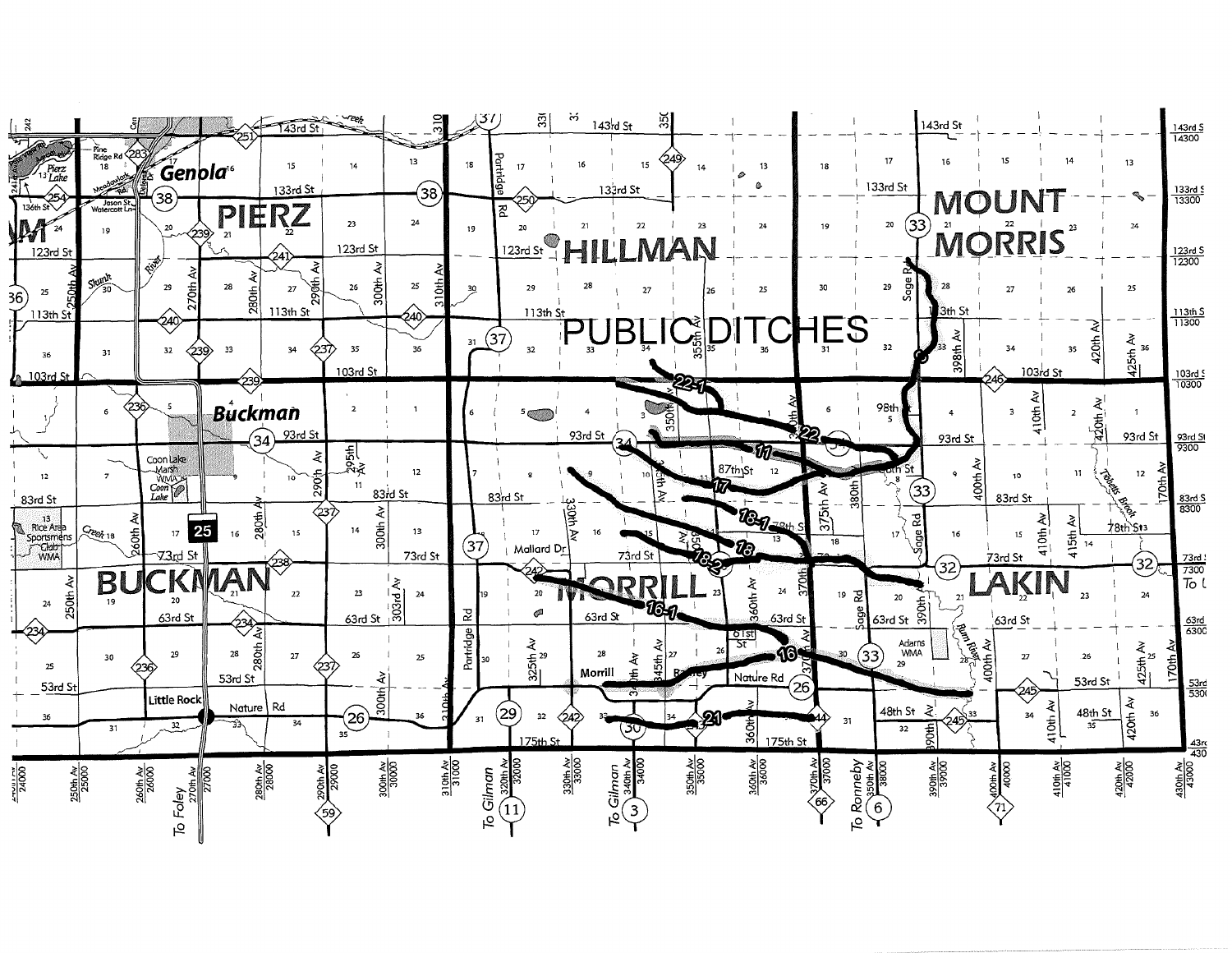PUBLIC DITCHES

PIERZ

HILLMAN

MOUNT MORRIS

BUCKMAN

MORRILL

LAKIN

22-1

22

11

17

18-1

18

18-2

16-1

16

21

Genola

Buckman

Little Rock

Morrill

Pierz Lake

Coon Lake Marsh WMA

Coon Lake

Rice Area Sportsmens Club WMA

Adams WMA

Skunk River

Rum River

Tibbets Brook

143rd St

133rd St

123rd St

113th St

103rd St

98th St

93rd St

87th St

83rd St

78th St

73rd St

63rd St

61st St

53rd St

48th St

175th St

Nature Rd

Mallard Dr

Partridge Rd

Sage Rd

250th Av

260th Av

270th Av

280th Av

290th Av

295th Av

300th Av

303rd Av

310th Av

320th Av

325th Av

330th Av

340th Av

345th Av

350th Av

355th Av

360th Av

370th Av

375th Av

380th Av

390th Av

398th Av

400th Av

410th Av

415th Av

420th Av

425th Av

170th Av

To Foley

To Gilman

To Ronneby